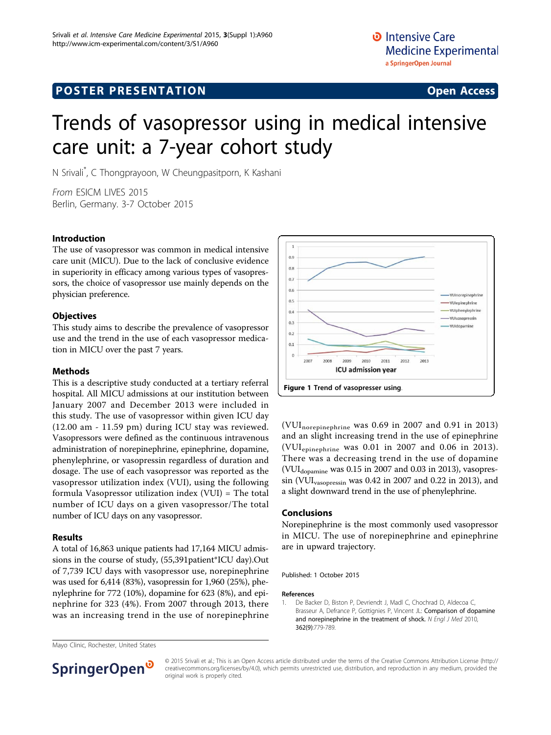POSTER PRESENTATION Open Access

# Trends of vasopressor using in medical intensive care unit: a 7-year cohort study

N Srivali*, C Thongprayoon, W Cheungpasitporn, K Kashani

*From* ESICM LIVES 2015
Berlin, Germany. 3-7 October 2015

## Introduction

The use of vasopressor was common in medical intensive care unit (MICU). Due to the lack of conclusive evidence in superiority in efficacy among various types of vasopressors, the choice of vasopressor use mainly depends on the physician preference.

## Objectives

This study aims to describe the prevalence of vasopressor use and the trend in the use of each vasopressor medication in MICU over the past 7 years.

## Methods

This is a descriptive study conducted at a tertiary referral hospital. All MICU admissions at our institution between January 2007 and December 2013 were included in this study. The use of vasopressor within given ICU day (12.00 am - 11.59 pm) during ICU stay was reviewed. Vasopressors were defined as the continuous intravenous administration of norepinephrine, epinephrine, dopamine, phenylephrine, or vasopressin regardless of duration and dosage. The use of each vasopressor was reported as the vasopressor utilization index (VUI), using the following formula Vasopressor utilization index (VUI) = The total number of ICU days on a given vasopressor/The total number of ICU days on any vasopressor.

## Results

A total of 16,863 unique patients had 17,164 MICU admissions in the course of study, (55,391patient*ICU day).Out of 7,739 ICU days with vasopressor use, norepinephrine was used for 6,414 (83%), vasopressin for 1,960 (25%), phenylephrine for 772 (10%), dopamine for 623 (8%), and epinephrine for 323 (4%). From 2007 through 2013, there was an increasing trend in the use of norepinephrine ($VUI_{norepinephrine}$ was 0.69 in 2007 and 0.91 in 2013) and an slight increasing trend in the use of epinephrine ($VUI_{epinephrine}$ was 0.01 in 2007 and 0.06 in 2013). There was a decreasing trend in the use of dopamine ($VUI_{dopamine}$ was 0.15 in 2007 and 0.03 in 2013), vasopressin ($VUI_{vasopressin}$ was 0.42 in 2007 and 0.22 in 2013), and a slight downward trend in the use of phenylephrine.

**Figure 1** Trend of vasopresser using.

## Conclusions

Norepinephrine is the most commonly used vasopressor in MICU. The use of norepinephrine and epinephrine are in upward trajectory.

Published: 1 October 2015

## References

1. De Backer D, Biston P, Devriendt J, Madl C, Chochrad D, Aldecoa C, Brasseur A, Defrance P, Gottignies P, Vincent JL: **Comparison of dopamine and norepinephrine in the treatment of shock.** *N Engl J Med* 2010, **362(9)**:779-789.

Mayo Clinic, Rochester, United States

© 2015 Srivali et al.; This is an Open Access article distributed under the terms of the Creative Commons Attribution License (http://creativecommons.org/licenses/by/4.0), which permits unrestricted use, distribution, and reproduction in any medium, provided the original work is properly cited.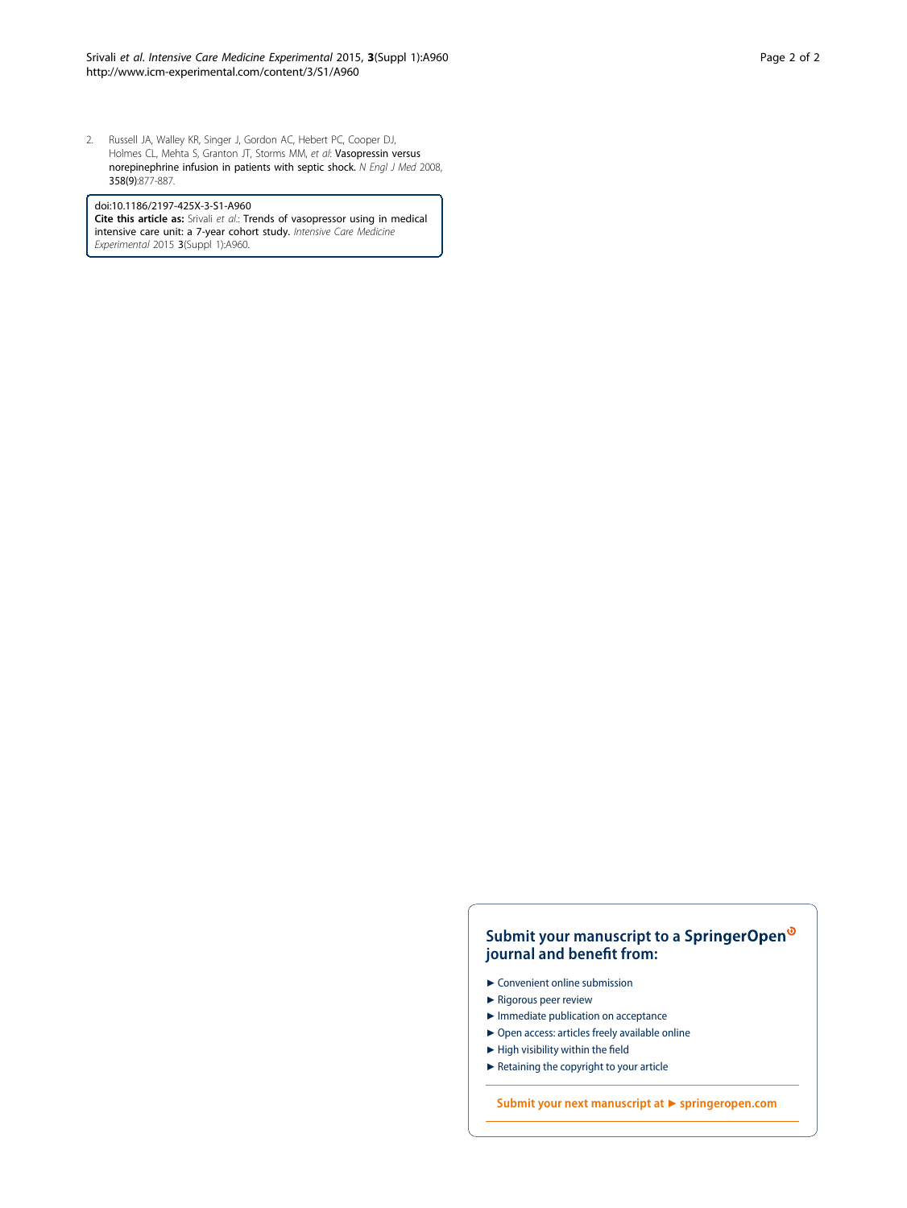2. Russell JA, Walley KR, Singer J, Gordon AC, Hebert PC, Cooper DJ, Holmes CL, Mehta S, Granton JT, Storms MM, *et al*: **Vasopressin versus norepinephrine infusion in patients with septic shock.** *N Engl J Med* 2008, **358(9)**:877-887.

doi:10.1186/2197-425X-3-S1-A960
**Cite this article as:** Srivali *et al.*: Trends of vasopressor using in medical intensive care unit: a 7-year cohort study. *Intensive Care Medicine Experimental* 2015 **3**(Suppl 1):A960.

**Submit your manuscript to a SpringerOpen journal and benefit from:**

- ► Convenient online submission
- ► Rigorous peer review
- ► Immediate publication on acceptance
- ► Open access: articles freely available online
- ► High visibility within the field
- ► Retaining the copyright to your article

**Submit your next manuscript at ► springeropen.com**